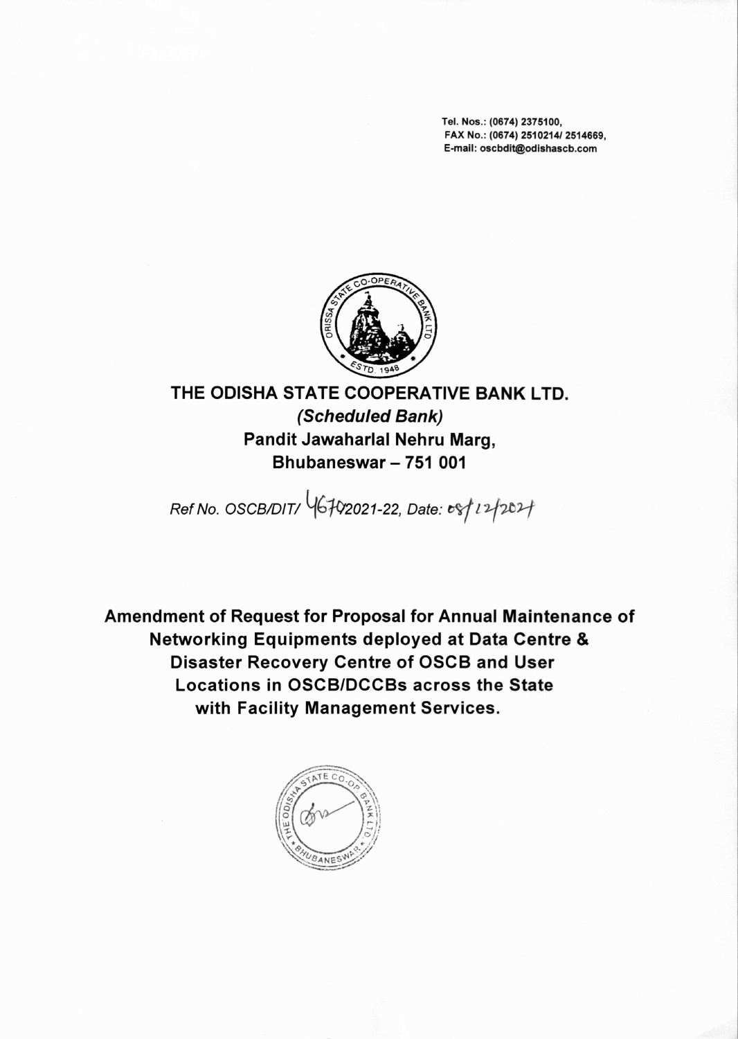Tel. Nos.: (0674) 2375100,
FAX No.: (0674) 2510214/ 2514669,
E-mail: oscbdit@odishascb.com

# THE ODISHA STATE COOPERATIVE BANK LTD.

***(Scheduled Bank)***

**Pandit Jawaharlal Nehru Marg,**
**Bhubaneswar – 751 001**

*Ref No. OSCB/DIT/ 4670/2021-22, Date: 08/12/2021*

## Amendment of Request for Proposal for Annual Maintenance of Networking Equipments deployed at Data Centre & Disaster Recovery Centre of OSCB and User Locations in OSCB/DCCBs across the State with Facility Management Services.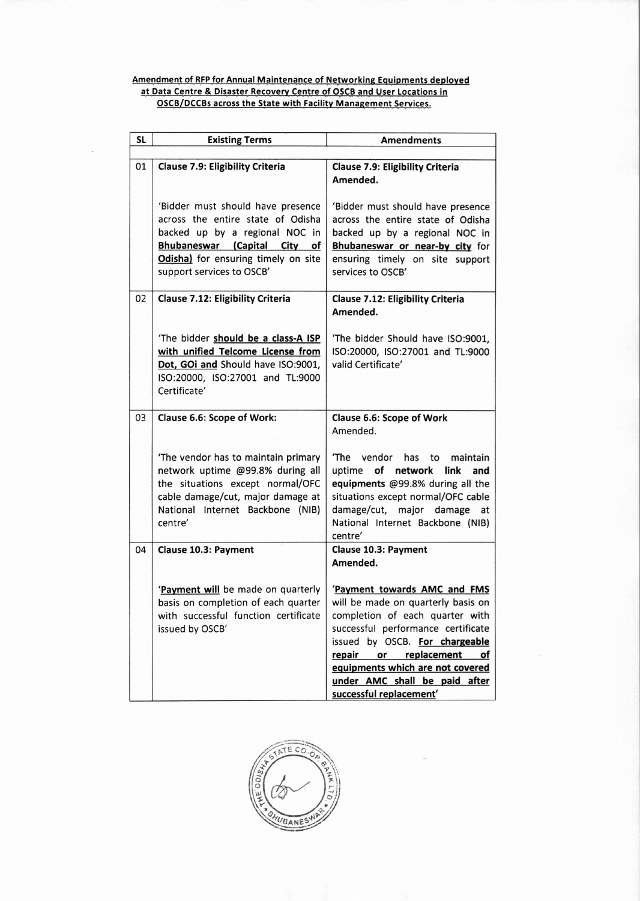**Amendment of RFP for Annual Maintenance of Networking Equipments deployed at Data Centre & Disaster Recovery Centre of OSCB and User Locations in OSCB/DCCBs across the State with Facility Management Services.**

| SL | Existing Terms | Amendments |
|---|---|---|
| 01 | **Clause 7.9: Eligibility Criteria**<br><br>'Bidder must should have presence across the entire state of Odisha backed up by a regional NOC in **Bhubaneswar (Capital City of Odisha)** for ensuring timely on site support services to OSCB' | **Clause 7.9: Eligibility Criteria Amended.**<br><br>'Bidder must should have presence across the entire state of Odisha backed up by a regional NOC in **Bhubaneswar or near-by city** for ensuring timely on site support services to OSCB' |
| 02 | **Clause 7.12: Eligibility Criteria**<br><br>'The bidder **should be a class-A ISP with unified Telcome License from Dot, GOi and** Should have ISO:9001, ISO:20000, ISO:27001 and TL:9000 Certificate' | **Clause 7.12: Eligibility Criteria Amended.**<br><br>'The bidder Should have ISO:9001, ISO:20000, ISO:27001 and TL:9000 valid Certificate' |
| 03 | **Clause 6.6: Scope of Work:**<br><br>'The vendor has to maintain primary network uptime @99.8% during all the situations except normal/OFC cable damage/cut, major damage at National Internet Backbone (NIB) centre' | **Clause 6.6: Scope of Work** Amended.<br><br>'The vendor has to maintain uptime **of network link and equipments** @99.8% during all the situations except normal/OFC cable damage/cut, major damage at National Internet Backbone (NIB) centre' |
| 04 | **Clause 10.3: Payment**<br><br>'**Payment will** be made on quarterly basis on completion of each quarter with successful function certificate issued by OSCB' | **Clause 10.3: Payment Amended.**<br><br>'**Payment towards AMC and FMS** will be made on quarterly basis on completion of each quarter with successful performance certificate issued by OSCB. **For chargeable repair or replacement of equipments which are not covered under AMC shall be paid after successful replacement**' |

THE ODISHA STATE CO-OP BANK LTD. * BHUBANESWAR *